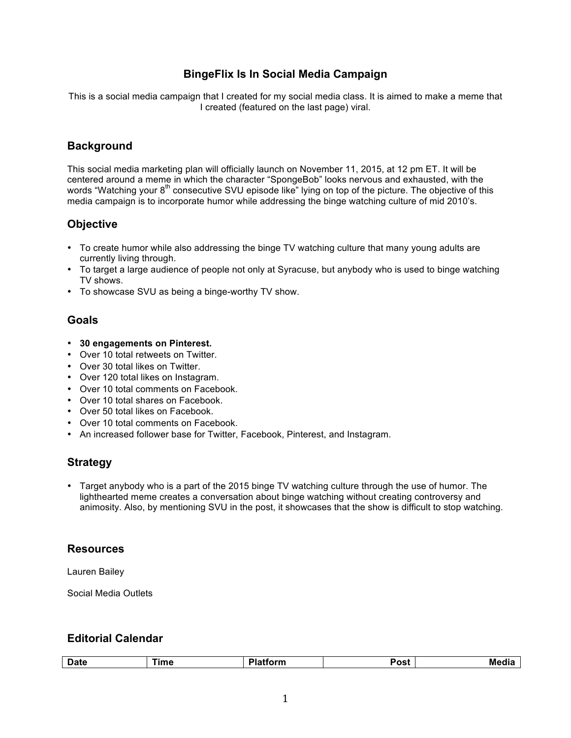# BingeFlix Is In Social Media Campaign

This is a social media campaign that I created for my social media class. It is aimed to make a meme that I created (featured on the last page) viral.

## Background

This social media marketing plan will officially launch on November 11, 2015, at 12 pm ET. It will be centered around a meme in which the character "SpongeBob" looks nervous and exhausted, with the words "Watching your 8th consecutive SVU episode like" lying on top of the picture. The objective of this media campaign is to incorporate humor while addressing the binge watching culture of mid 2010's.

## Objective

- To create humor while also addressing the binge TV watching culture that many young adults are currently living through.
- To target a large audience of people not only at Syracuse, but anybody who is used to binge watching TV shows.
- To showcase SVU as being a binge-worthy TV show.

## Goals

- **30 engagements on Pinterest.**
- Over 10 total retweets on Twitter.
- Over 30 total likes on Twitter.
- Over 120 total likes on Instagram.
- Over 10 total comments on Facebook.
- Over 10 total shares on Facebook.
- Over 50 total likes on Facebook.
- Over 10 total comments on Facebook.
- An increased follower base for Twitter, Facebook, Pinterest, and Instagram.

## Strategy

- Target anybody who is a part of the 2015 binge TV watching culture through the use of humor. The lighthearted meme creates a conversation about binge watching without creating controversy and animosity. Also, by mentioning SVU in the post, it showcases that the show is difficult to stop watching.

## Resources

Lauren Bailey

Social Media Outlets

## Editorial Calendar

| Date | Time | Platform | Post | Media |
|---|---|---|---|---|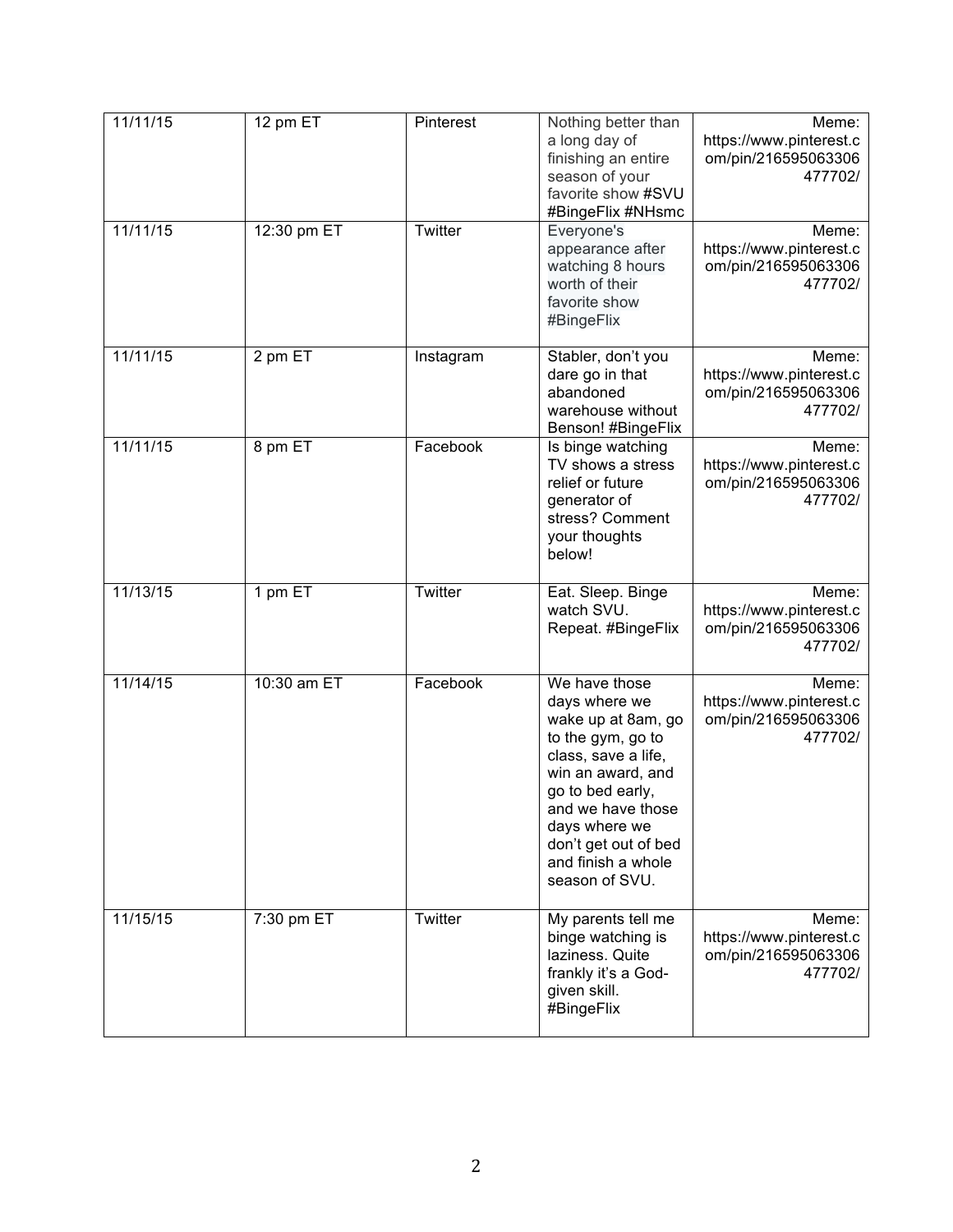| | | | | |
|---|---|---|---|---|
| 11/11/15 | 12 pm ET | Pinterest | Nothing better than a long day of finishing an entire season of your favorite show #SVU #BingeFlix #NHsmc | Meme: https://www.pinterest.com/pin/216595063306477702/ |
| 11/11/15 | 12:30 pm ET | Twitter | Everyone's appearance after watching 8 hours worth of their favorite show #BingeFlix | Meme: https://www.pinterest.com/pin/216595063306477702/ |
| 11/11/15 | 2 pm ET | Instagram | Stabler, don't you dare go in that abandoned warehouse without Benson! #BingeFlix | Meme: https://www.pinterest.com/pin/216595063306477702/ |
| 11/11/15 | 8 pm ET | Facebook | Is binge watching TV shows a stress relief or future generator of stress? Comment your thoughts below! | Meme: https://www.pinterest.com/pin/216595063306477702/ |
| 11/13/15 | 1 pm ET | Twitter | Eat. Sleep. Binge watch SVU. Repeat. #BingeFlix | Meme: https://www.pinterest.com/pin/216595063306477702/ |
| 11/14/15 | 10:30 am ET | Facebook | We have those days where we wake up at 8am, go to the gym, go to class, save a life, win an award, and go to bed early, and we have those days where we don't get out of bed and finish a whole season of SVU. | Meme: https://www.pinterest.com/pin/216595063306477702/ |
| 11/15/15 | 7:30 pm ET | Twitter | My parents tell me binge watching is laziness. Quite frankly it's a God-given skill. #BingeFlix | Meme: https://www.pinterest.com/pin/216595063306477702/ |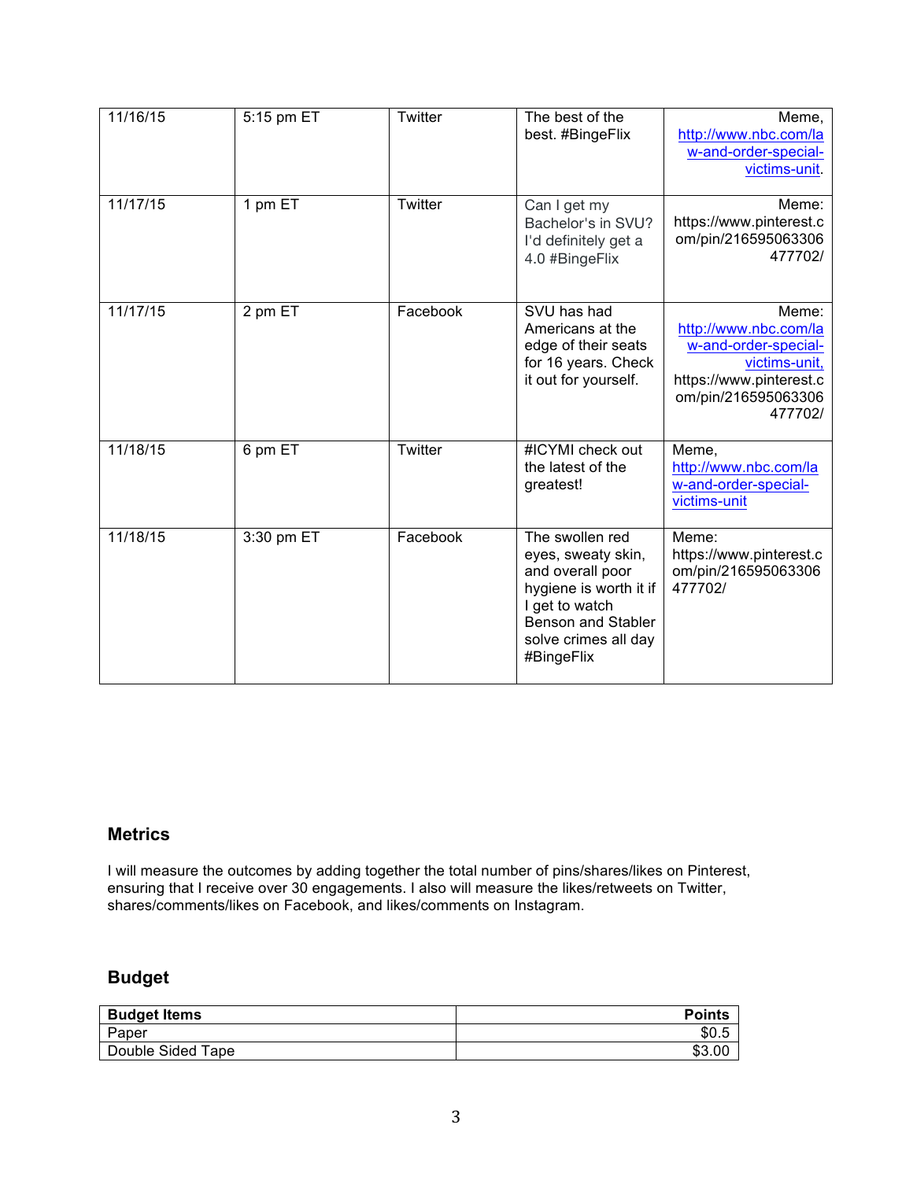| | | | | |
|---|---|---|---|---|
| 11/16/15 | 5:15 pm ET | Twitter | The best of the best. #BingeFlix | Meme, http://www.nbc.com/law-and-order-special-victims-unit. |
| 11/17/15 | 1 pm ET | Twitter | Can I get my Bachelor's in SVU? I'd definitely get a 4.0 #BingeFlix | Meme: https://www.pinterest.com/pin/216595063306477702/ |
| 11/17/15 | 2 pm ET | Facebook | SVU has had Americans at the edge of their seats for 16 years. Check it out for yourself. | Meme: http://www.nbc.com/law-and-order-special-victims-unit, https://www.pinterest.com/pin/216595063306477702/ |
| 11/18/15 | 6 pm ET | Twitter | #ICYMI check out the latest of the greatest! | Meme, http://www.nbc.com/law-and-order-special-victims-unit |
| 11/18/15 | 3:30 pm ET | Facebook | The swollen red eyes, sweaty skin, and overall poor hygiene is worth it if I get to watch Benson and Stabler solve crimes all day #BingeFlix | Meme: https://www.pinterest.com/pin/216595063306477702/ |

## Metrics

I will measure the outcomes by adding together the total number of pins/shares/likes on Pinterest, ensuring that I receive over 30 engagements. I also will measure the likes/retweets on Twitter, shares/comments/likes on Facebook, and likes/comments on Instagram.

## Budget

| Budget Items | Points |
|---|---|
| Paper | $0.5 |
| Double Sided Tape | $3.00 |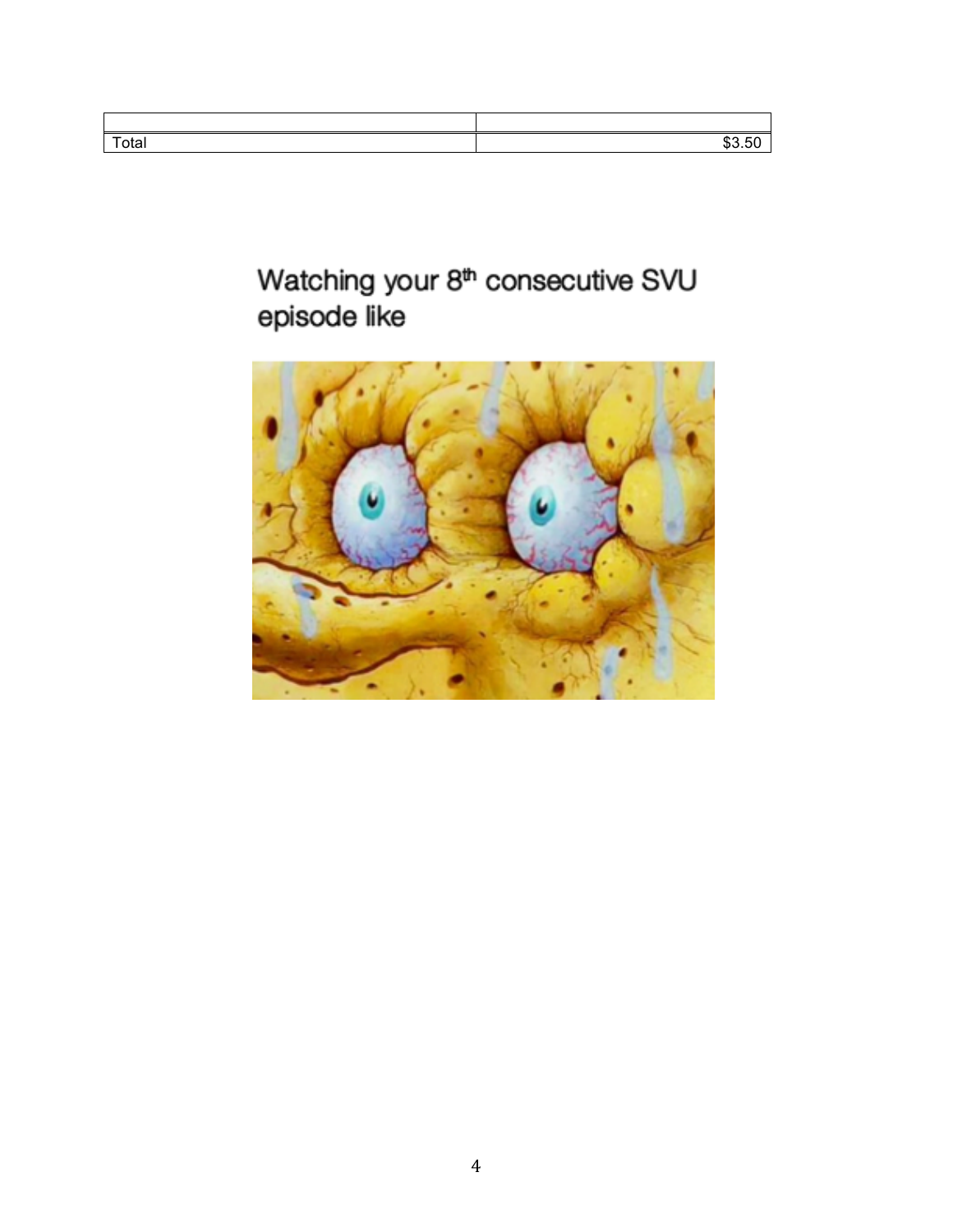| | |
|---|---|
| | |
| Total | $3.50 |

Watching your 8th consecutive SVU episode like